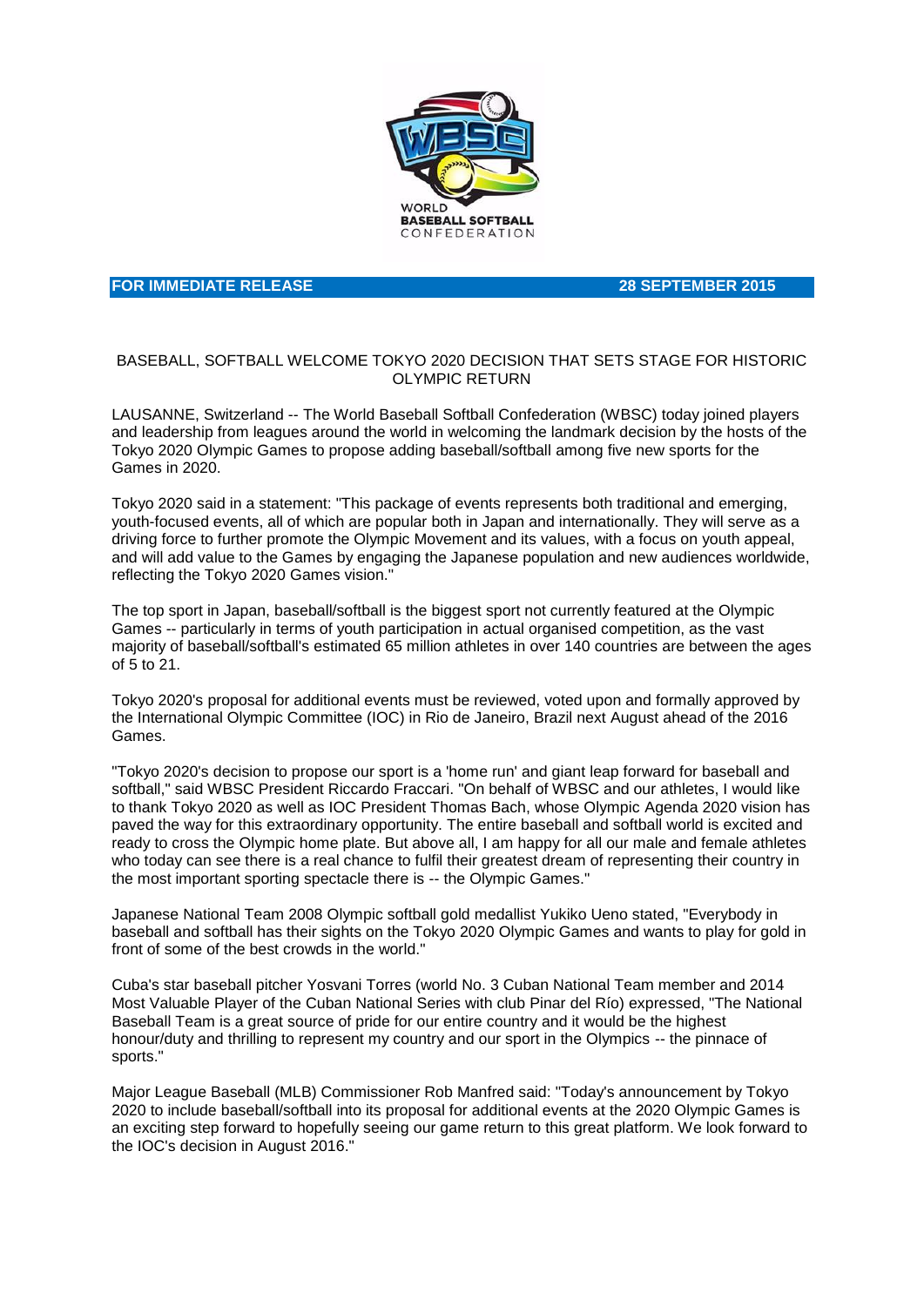WORLD BASEBALL SOFTBALL CONFEDERATION

**FOR IMMEDIATE RELEASE** **28 SEPTEMBER 2015**

# BASEBALL, SOFTBALL WELCOME TOKYO 2020 DECISION THAT SETS STAGE FOR HISTORIC OLYMPIC RETURN

LAUSANNE, Switzerland -- The World Baseball Softball Confederation (WBSC) today joined players and leadership from leagues around the world in welcoming the landmark decision by the hosts of the Tokyo 2020 Olympic Games to propose adding baseball/softball among five new sports for the Games in 2020.

Tokyo 2020 said in a statement: "This package of events represents both traditional and emerging, youth-focused events, all of which are popular both in Japan and internationally. They will serve as a driving force to further promote the Olympic Movement and its values, with a focus on youth appeal, and will add value to the Games by engaging the Japanese population and new audiences worldwide, reflecting the Tokyo 2020 Games vision."

The top sport in Japan, baseball/softball is the biggest sport not currently featured at the Olympic Games -- particularly in terms of youth participation in actual organised competition, as the vast majority of baseball/softball's estimated 65 million athletes in over 140 countries are between the ages of 5 to 21.

Tokyo 2020's proposal for additional events must be reviewed, voted upon and formally approved by the International Olympic Committee (IOC) in Rio de Janeiro, Brazil next August ahead of the 2016 Games.

"Tokyo 2020's decision to propose our sport is a 'home run' and giant leap forward for baseball and softball," said WBSC President Riccardo Fraccari. "On behalf of WBSC and our athletes, I would like to thank Tokyo 2020 as well as IOC President Thomas Bach, whose Olympic Agenda 2020 vision has paved the way for this extraordinary opportunity. The entire baseball and softball world is excited and ready to cross the Olympic home plate. But above all, I am happy for all our male and female athletes who today can see there is a real chance to fulfil their greatest dream of representing their country in the most important sporting spectacle there is -- the Olympic Games."

Japanese National Team 2008 Olympic softball gold medallist Yukiko Ueno stated, "Everybody in baseball and softball has their sights on the Tokyo 2020 Olympic Games and wants to play for gold in front of some of the best crowds in the world."

Cuba's star baseball pitcher Yosvani Torres (world No. 3 Cuban National Team member and 2014 Most Valuable Player of the Cuban National Series with club Pinar del Río) expressed, "The National Baseball Team is a great source of pride for our entire country and it would be the highest honour/duty and thrilling to represent my country and our sport in the Olympics -- the pinnace of sports."

Major League Baseball (MLB) Commissioner Rob Manfred said: "Today's announcement by Tokyo 2020 to include baseball/softball into its proposal for additional events at the 2020 Olympic Games is an exciting step forward to hopefully seeing our game return to this great platform. We look forward to the IOC's decision in August 2016."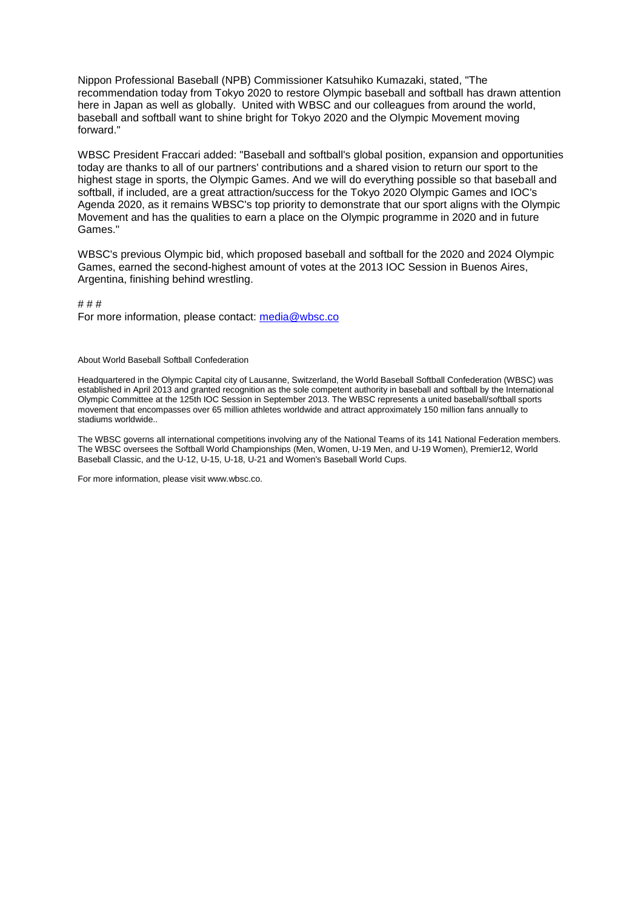Nippon Professional Baseball (NPB) Commissioner Katsuhiko Kumazaki, stated, "The recommendation today from Tokyo 2020 to restore Olympic baseball and softball has drawn attention here in Japan as well as globally. United with WBSC and our colleagues from around the world, baseball and softball want to shine bright for Tokyo 2020 and the Olympic Movement moving forward."

WBSC President Fraccari added: "Baseball and softball's global position, expansion and opportunities today are thanks to all of our partners' contributions and a shared vision to return our sport to the highest stage in sports, the Olympic Games. And we will do everything possible so that baseball and softball, if included, are a great attraction/success for the Tokyo 2020 Olympic Games and IOC's Agenda 2020, as it remains WBSC's top priority to demonstrate that our sport aligns with the Olympic Movement and has the qualities to earn a place on the Olympic programme in 2020 and in future Games."

WBSC's previous Olympic bid, which proposed baseball and softball for the 2020 and 2024 Olympic Games, earned the second-highest amount of votes at the 2013 IOC Session in Buenos Aires, Argentina, finishing behind wrestling.

# # #

For more information, please contact: [media@wbsc.co](mailto:media@wbsc.co)

About World Baseball Softball Confederation

Headquartered in the Olympic Capital city of Lausanne, Switzerland, the World Baseball Softball Confederation (WBSC) was established in April 2013 and granted recognition as the sole competent authority in baseball and softball by the International Olympic Committee at the 125th IOC Session in September 2013. The WBSC represents a united baseball/softball sports movement that encompasses over 65 million athletes worldwide and attract approximately 150 million fans annually to stadiums worldwide..

The WBSC governs all international competitions involving any of the National Teams of its 141 National Federation members. The WBSC oversees the Softball World Championships (Men, Women, U-19 Men, and U-19 Women), Premier12, World Baseball Classic, and the U-12, U-15, U-18, U-21 and Women's Baseball World Cups.

For more information, please visit www.wbsc.co.